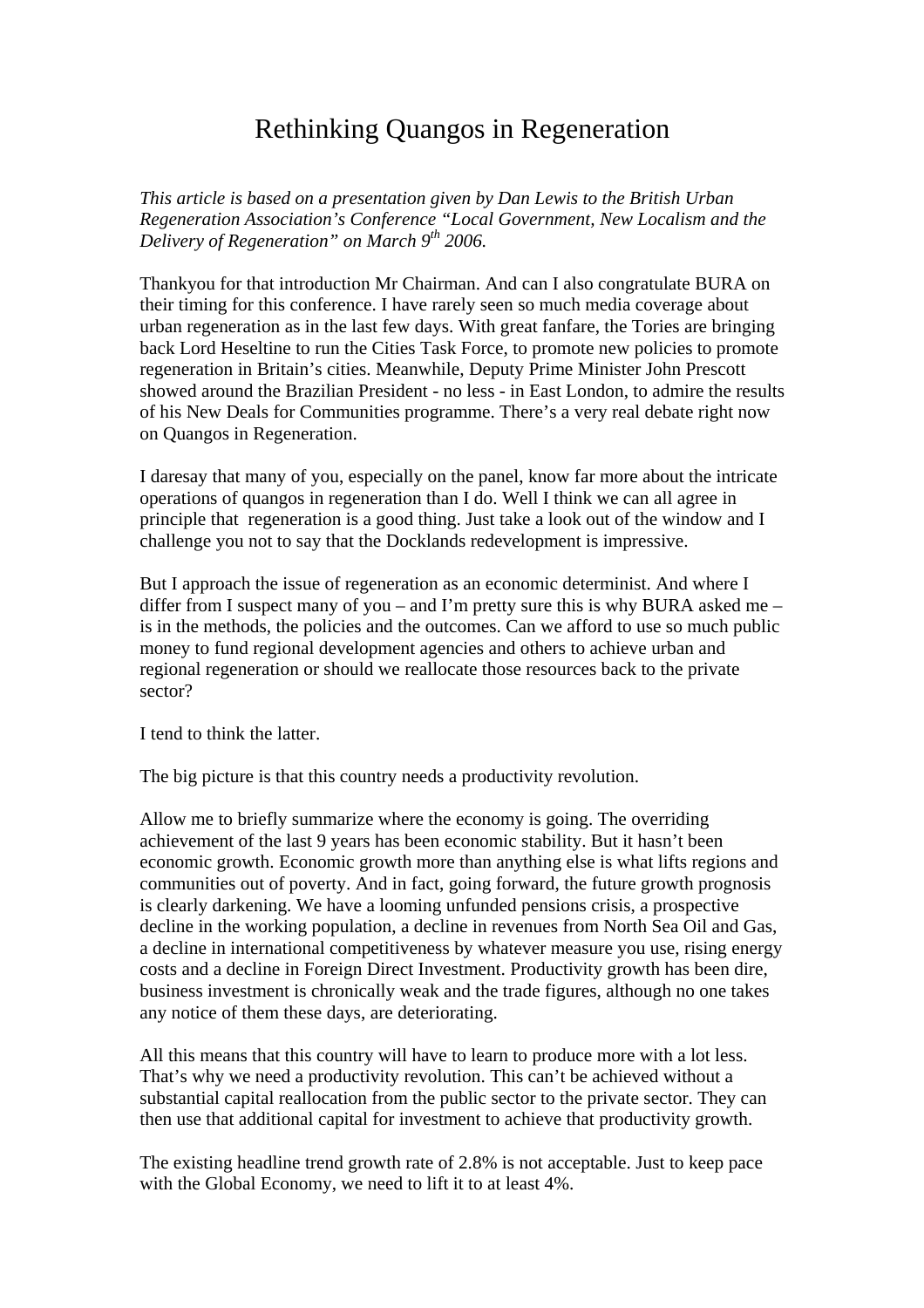# Rethinking Quangos in Regeneration

*This article is based on a presentation given by Dan Lewis to the British Urban Regeneration Association's Conference "Local Government, New Localism and the Delivery of Regeneration" on March 9th 2006.*

Thankyou for that introduction Mr Chairman. And can I also congratulate BURA on their timing for this conference. I have rarely seen so much media coverage about urban regeneration as in the last few days. With great fanfare, the Tories are bringing back Lord Heseltine to run the Cities Task Force, to promote new policies to promote regeneration in Britain's cities. Meanwhile, Deputy Prime Minister John Prescott showed around the Brazilian President - no less - in East London, to admire the results of his New Deals for Communities programme. There's a very real debate right now on Quangos in Regeneration.

I daresay that many of you, especially on the panel, know far more about the intricate operations of quangos in regeneration than I do. Well I think we can all agree in principle that regeneration is a good thing. Just take a look out of the window and I challenge you not to say that the Docklands redevelopment is impressive.

But I approach the issue of regeneration as an economic determinist. And where I differ from I suspect many of you – and I'm pretty sure this is why BURA asked me – is in the methods, the policies and the outcomes. Can we afford to use so much public money to fund regional development agencies and others to achieve urban and regional regeneration or should we reallocate those resources back to the private sector?

I tend to think the latter.

The big picture is that this country needs a productivity revolution.

Allow me to briefly summarize where the economy is going. The overriding achievement of the last 9 years has been economic stability. But it hasn't been economic growth. Economic growth more than anything else is what lifts regions and communities out of poverty. And in fact, going forward, the future growth prognosis is clearly darkening. We have a looming unfunded pensions crisis, a prospective decline in the working population, a decline in revenues from North Sea Oil and Gas, a decline in international competitiveness by whatever measure you use, rising energy costs and a decline in Foreign Direct Investment. Productivity growth has been dire, business investment is chronically weak and the trade figures, although no one takes any notice of them these days, are deteriorating.

All this means that this country will have to learn to produce more with a lot less. That's why we need a productivity revolution. This can't be achieved without a substantial capital reallocation from the public sector to the private sector. They can then use that additional capital for investment to achieve that productivity growth.

The existing headline trend growth rate of 2.8% is not acceptable. Just to keep pace with the Global Economy, we need to lift it to at least 4%.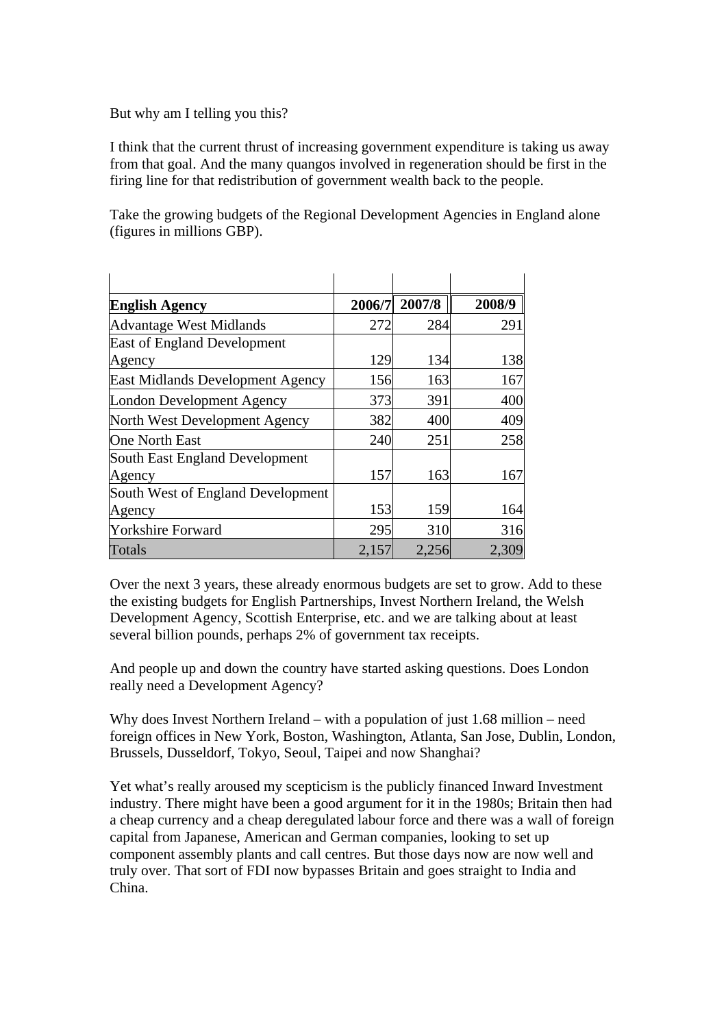But why am I telling you this?

I think that the current thrust of increasing government expenditure is taking us away from that goal. And the many quangos involved in regeneration should be first in the firing line for that redistribution of government wealth back to the people.

Take the growing budgets of the Regional Development Agencies in England alone (figures in millions GBP).

| **English Agency** | **2006/7** | **2007/8** | **2008/9** |
|---|---|---|---|
| Advantage West Midlands | 272 | 284 | 291 |
| East of England Development Agency | 129 | 134 | 138 |
| East Midlands Development Agency | 156 | 163 | 167 |
| London Development Agency | 373 | 391 | 400 |
| North West Development Agency | 382 | 400 | 409 |
| One North East | 240 | 251 | 258 |
| South East England Development Agency | 157 | 163 | 167 |
| South West of England Development Agency | 153 | 159 | 164 |
| Yorkshire Forward | 295 | 310 | 316 |
| Totals | 2,157 | 2,256 | 2,309 |

Over the next 3 years, these already enormous budgets are set to grow. Add to these the existing budgets for English Partnerships, Invest Northern Ireland, the Welsh Development Agency, Scottish Enterprise, etc. and we are talking about at least several billion pounds, perhaps 2% of government tax receipts.

And people up and down the country have started asking questions. Does London really need a Development Agency?

Why does Invest Northern Ireland – with a population of just 1.68 million – need foreign offices in New York, Boston, Washington, Atlanta, San Jose, Dublin, London, Brussels, Dusseldorf, Tokyo, Seoul, Taipei and now Shanghai?

Yet what's really aroused my scepticism is the publicly financed Inward Investment industry. There might have been a good argument for it in the 1980s; Britain then had a cheap currency and a cheap deregulated labour force and there was a wall of foreign capital from Japanese, American and German companies, looking to set up component assembly plants and call centres. But those days now are now well and truly over. That sort of FDI now bypasses Britain and goes straight to India and China.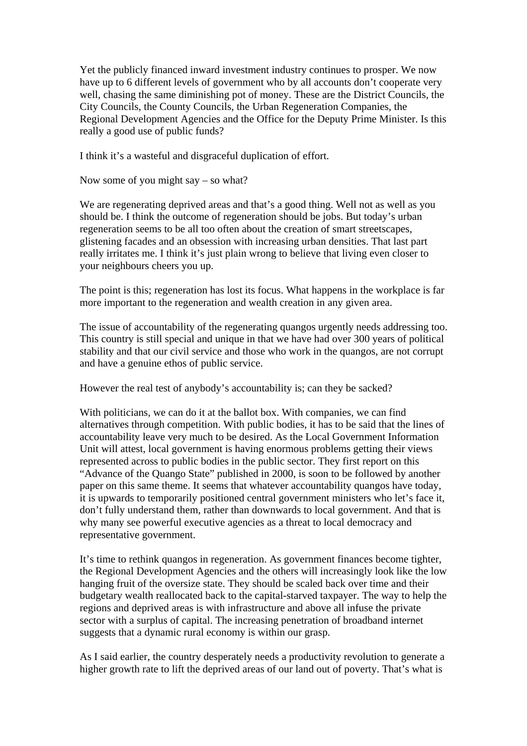Yet the publicly financed inward investment industry continues to prosper. We now have up to 6 different levels of government who by all accounts don't cooperate very well, chasing the same diminishing pot of money. These are the District Councils, the City Councils, the County Councils, the Urban Regeneration Companies, the Regional Development Agencies and the Office for the Deputy Prime Minister. Is this really a good use of public funds?

I think it's a wasteful and disgraceful duplication of effort.

Now some of you might say – so what?

We are regenerating deprived areas and that's a good thing. Well not as well as you should be. I think the outcome of regeneration should be jobs. But today's urban regeneration seems to be all too often about the creation of smart streetscapes, glistening facades and an obsession with increasing urban densities. That last part really irritates me. I think it's just plain wrong to believe that living even closer to your neighbours cheers you up.

The point is this; regeneration has lost its focus. What happens in the workplace is far more important to the regeneration and wealth creation in any given area.

The issue of accountability of the regenerating quangos urgently needs addressing too. This country is still special and unique in that we have had over 300 years of political stability and that our civil service and those who work in the quangos, are not corrupt and have a genuine ethos of public service.

However the real test of anybody's accountability is; can they be sacked?

With politicians, we can do it at the ballot box. With companies, we can find alternatives through competition. With public bodies, it has to be said that the lines of accountability leave very much to be desired. As the Local Government Information Unit will attest, local government is having enormous problems getting their views represented across to public bodies in the public sector. They first report on this "Advance of the Quango State" published in 2000, is soon to be followed by another paper on this same theme. It seems that whatever accountability quangos have today, it is upwards to temporarily positioned central government ministers who let's face it, don't fully understand them, rather than downwards to local government. And that is why many see powerful executive agencies as a threat to local democracy and representative government.

It's time to rethink quangos in regeneration. As government finances become tighter, the Regional Development Agencies and the others will increasingly look like the low hanging fruit of the oversize state. They should be scaled back over time and their budgetary wealth reallocated back to the capital-starved taxpayer. The way to help the regions and deprived areas is with infrastructure and above all infuse the private sector with a surplus of capital. The increasing penetration of broadband internet suggests that a dynamic rural economy is within our grasp.

As I said earlier, the country desperately needs a productivity revolution to generate a higher growth rate to lift the deprived areas of our land out of poverty. That's what is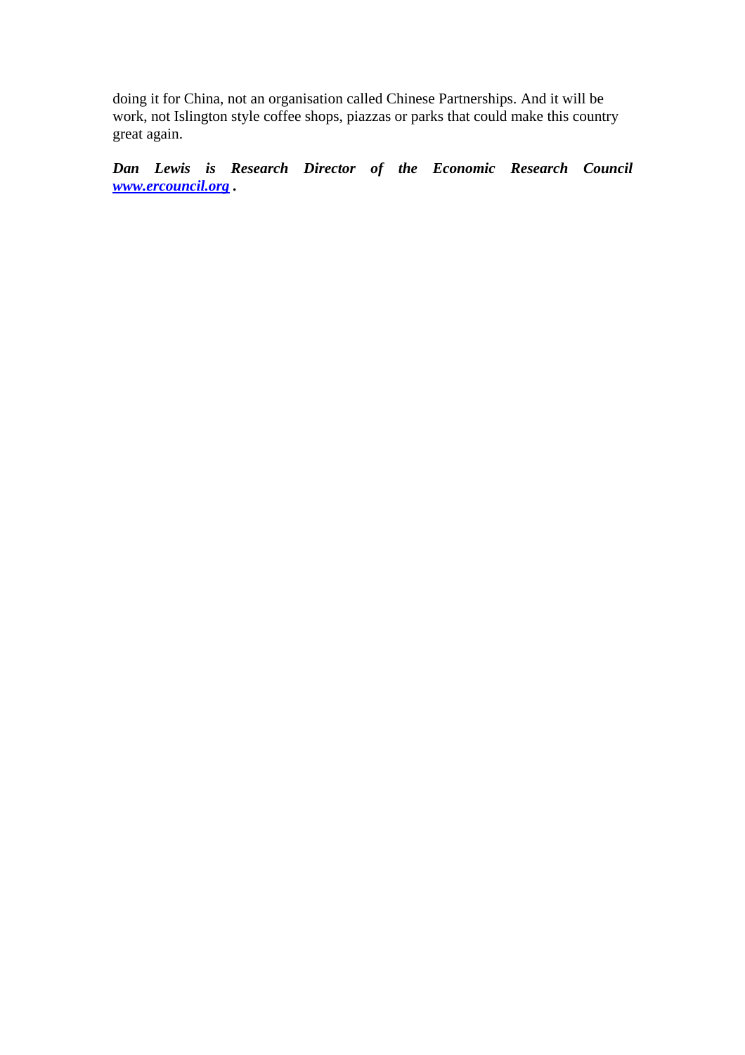doing it for China, not an organisation called Chinese Partnerships. And it will be work, not Islington style coffee shops, piazzas or parks that could make this country great again.

***Dan Lewis is Research Director of the Economic Research Council [www.ercouncil.org](http://www.ercouncil.org) .***